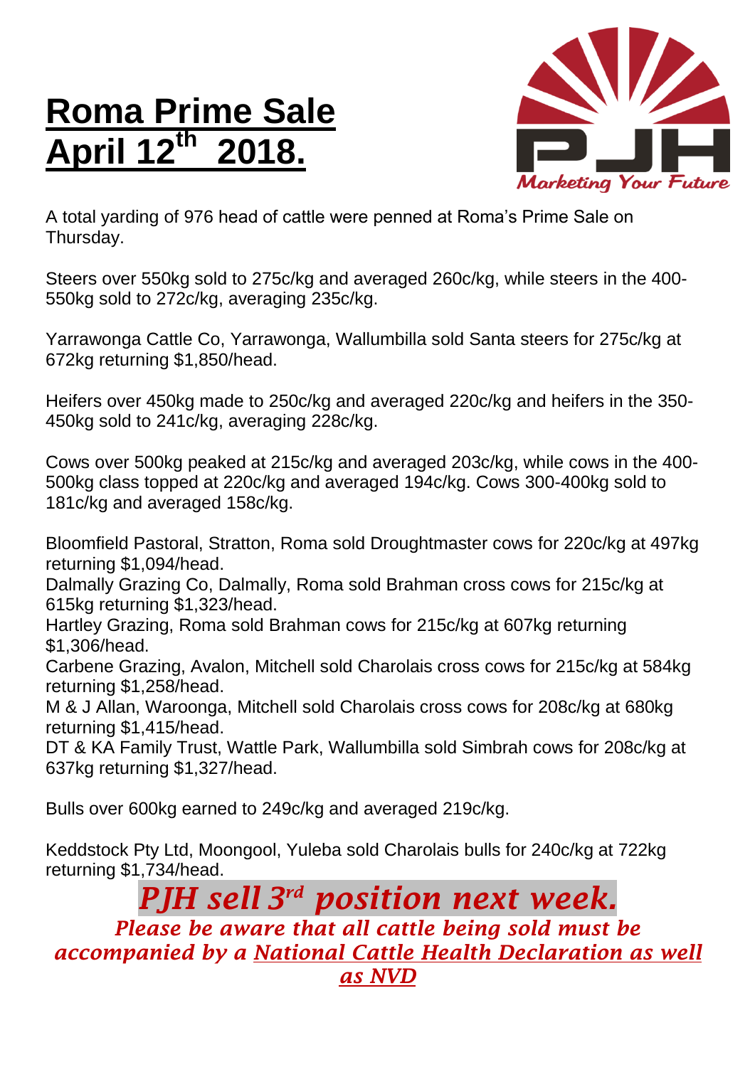# **Roma Prime Sale April 12th 2018.**

A total yarding of 976 head of cattle were penned at Roma's Prime Sale on Thursday.

Steers over 550kg sold to 275c/kg and averaged 260c/kg, while steers in the 400-550kg sold to 272c/kg, averaging 235c/kg.

Yarrawonga Cattle Co, Yarrawonga, Wallumbilla sold Santa steers for 275c/kg at 672kg returning $1,850/head.

Heifers over 450kg made to 250c/kg and averaged 220c/kg and heifers in the 350-450kg sold to 241c/kg, averaging 228c/kg.

Cows over 500kg peaked at 215c/kg and averaged 203c/kg, while cows in the 400-500kg class topped at 220c/kg and averaged 194c/kg. Cows 300-400kg sold to 181c/kg and averaged 158c/kg.

Bloomfield Pastoral, Stratton, Roma sold Droughtmaster cows for 220c/kg at 497kg returning $1,094/head.
Dalmally Grazing Co, Dalmally, Roma sold Brahman cross cows for 215c/kg at 615kg returning $1,323/head.
Hartley Grazing, Roma sold Brahman cows for 215c/kg at 607kg returning $1,306/head.
Carbene Grazing, Avalon, Mitchell sold Charolais cross cows for 215c/kg at 584kg returning $1,258/head.
M & J Allan, Waroonga, Mitchell sold Charolais cross cows for 208c/kg at 680kg returning $1,415/head.
DT & KA Family Trust, Wattle Park, Wallumbilla sold Simbrah cows for 208c/kg at 637kg returning $1,327/head.

Bulls over 600kg earned to 249c/kg and averaged 219c/kg.

Keddstock Pty Ltd, Moongool, Yuleba sold Charolais bulls for 240c/kg at 722kg returning $1,734/head.

***PJH sell 3rd position next week.***

***Please be aware that all cattle being sold must be accompanied by a National Cattle Health Declaration as well as NVD***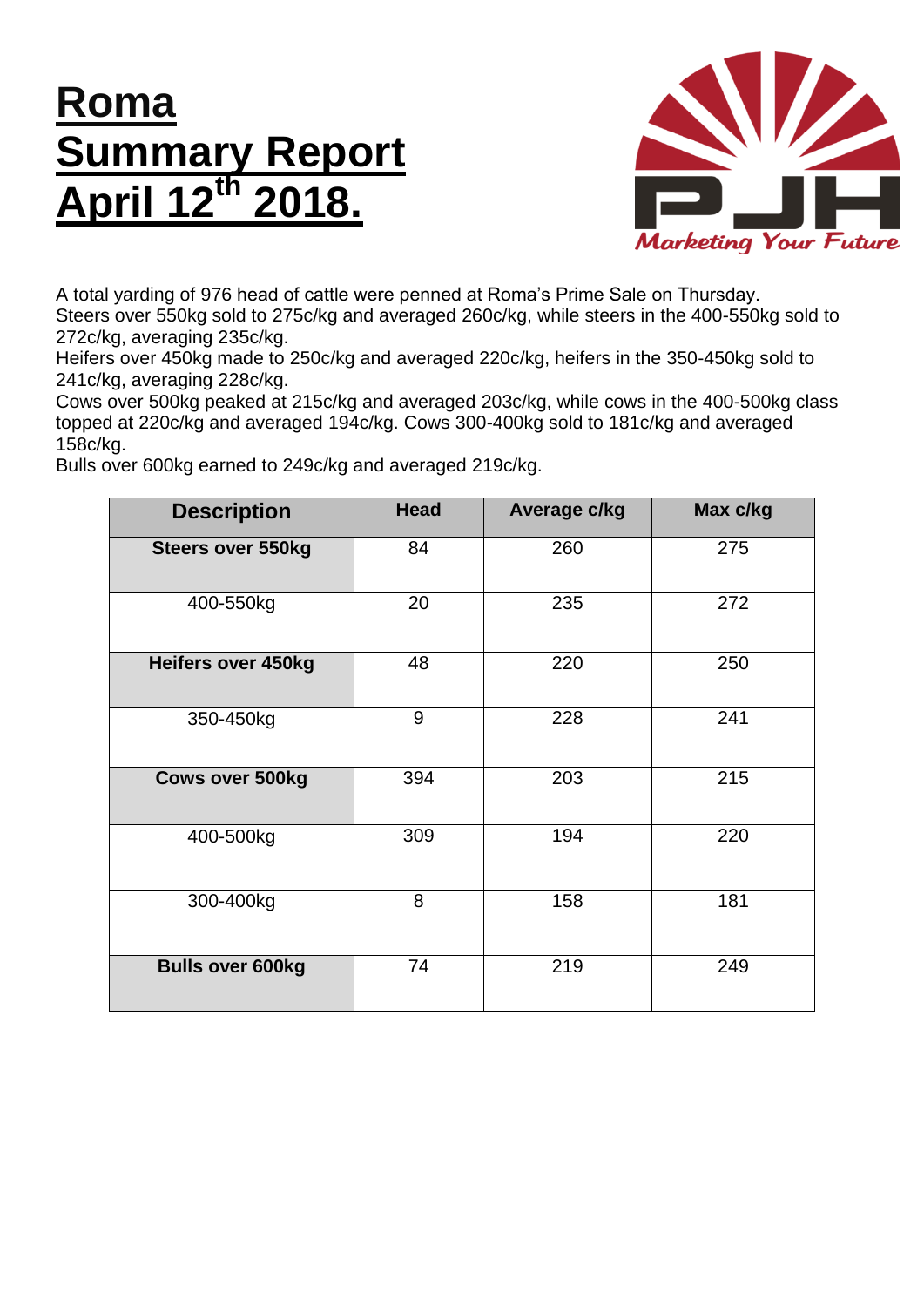# Roma Summary Report April 12th 2018.

A total yarding of 976 head of cattle were penned at Roma's Prime Sale on Thursday.
Steers over 550kg sold to 275c/kg and averaged 260c/kg, while steers in the 400-550kg sold to 272c/kg, averaging 235c/kg.
Heifers over 450kg made to 250c/kg and averaged 220c/kg, heifers in the 350-450kg sold to 241c/kg, averaging 228c/kg.
Cows over 500kg peaked at 215c/kg and averaged 203c/kg, while cows in the 400-500kg class topped at 220c/kg and averaged 194c/kg. Cows 300-400kg sold to 181c/kg and averaged 158c/kg.
Bulls over 600kg earned to 249c/kg and averaged 219c/kg.

| Description | Head | Average c/kg | Max c/kg |
|---|---|---|---|
| **Steers over 550kg** | 84 | 260 | 275 |
| 400-550kg | 20 | 235 | 272 |
| **Heifers over 450kg** | 48 | 220 | 250 |
| 350-450kg | 9 | 228 | 241 |
| **Cows over 500kg** | 394 | 203 | 215 |
| 400-500kg | 309 | 194 | 220 |
| 300-400kg | 8 | 158 | 181 |
| **Bulls over 600kg** | 74 | 219 | 249 |